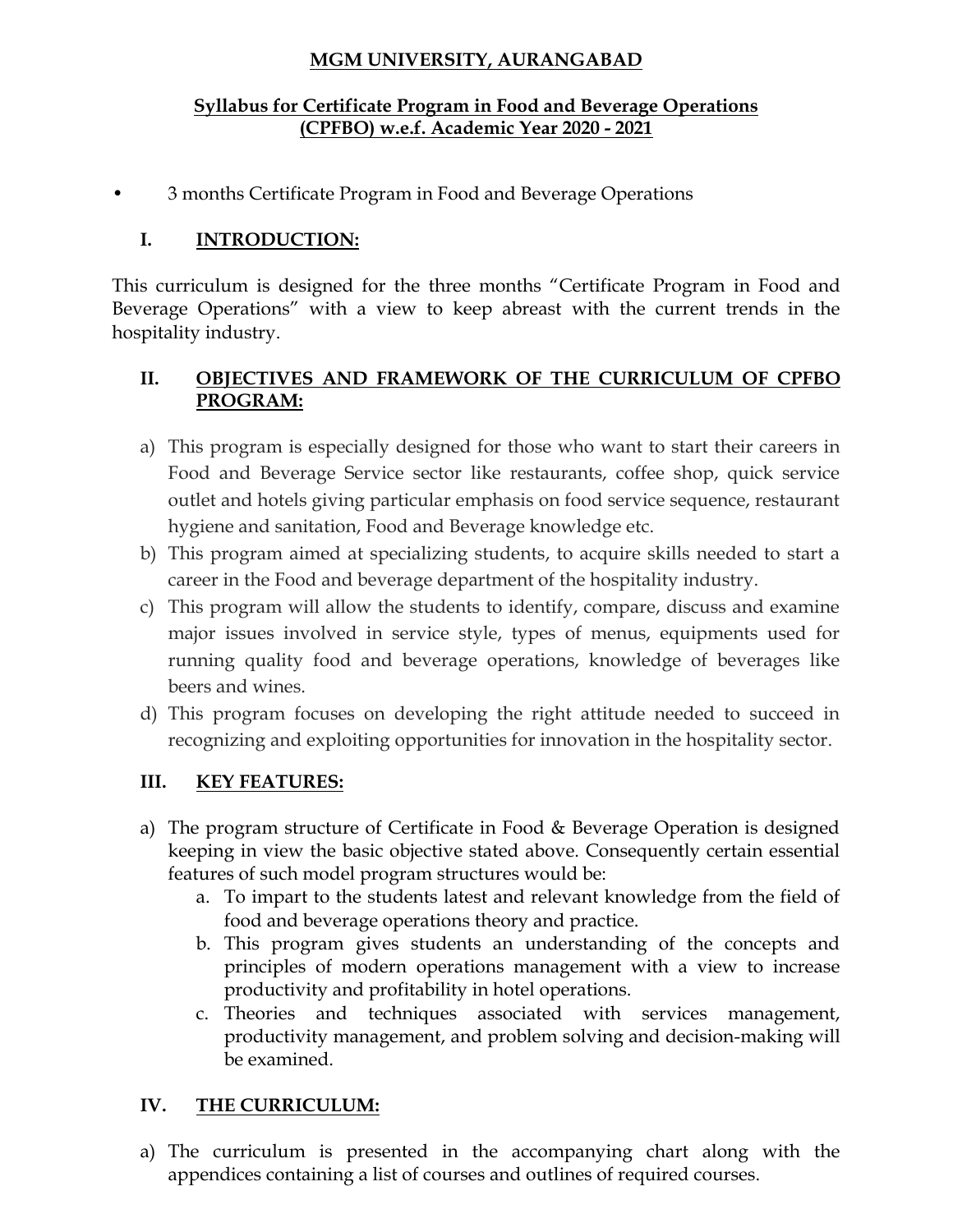# MGM UNIVERSITY, AURANGABAD

## Syllabus for Certificate Program in Food and Beverage Operations (CPFBO) w.e.f. Academic Year 2020 - 2021

- 3 months Certificate Program in Food and Beverage Operations

### I. INTRODUCTION:

This curriculum is designed for the three months "Certificate Program in Food and Beverage Operations" with a view to keep abreast with the current trends in the hospitality industry.

### II. OBJECTIVES AND FRAMEWORK OF THE CURRICULUM OF CPFBO PROGRAM:

a) This program is especially designed for those who want to start their careers in Food and Beverage Service sector like restaurants, coffee shop, quick service outlet and hotels giving particular emphasis on food service sequence, restaurant hygiene and sanitation, Food and Beverage knowledge etc.
b) This program aimed at specializing students, to acquire skills needed to start a career in the Food and beverage department of the hospitality industry.
c) This program will allow the students to identify, compare, discuss and examine major issues involved in service style, types of menus, equipments used for running quality food and beverage operations, knowledge of beverages like beers and wines.
d) This program focuses on developing the right attitude needed to succeed in recognizing and exploiting opportunities for innovation in the hospitality sector.

### III. KEY FEATURES:

a) The program structure of Certificate in Food & Beverage Operation is designed keeping in view the basic objective stated above. Consequently certain essential features of such model program structures would be:
   a. To impart to the students latest and relevant knowledge from the field of food and beverage operations theory and practice.
   b. This program gives students an understanding of the concepts and principles of modern operations management with a view to increase productivity and profitability in hotel operations.
   c. Theories and techniques associated with services management, productivity management, and problem solving and decision-making will be examined.

### IV. THE CURRICULUM:

a) The curriculum is presented in the accompanying chart along with the appendices containing a list of courses and outlines of required courses.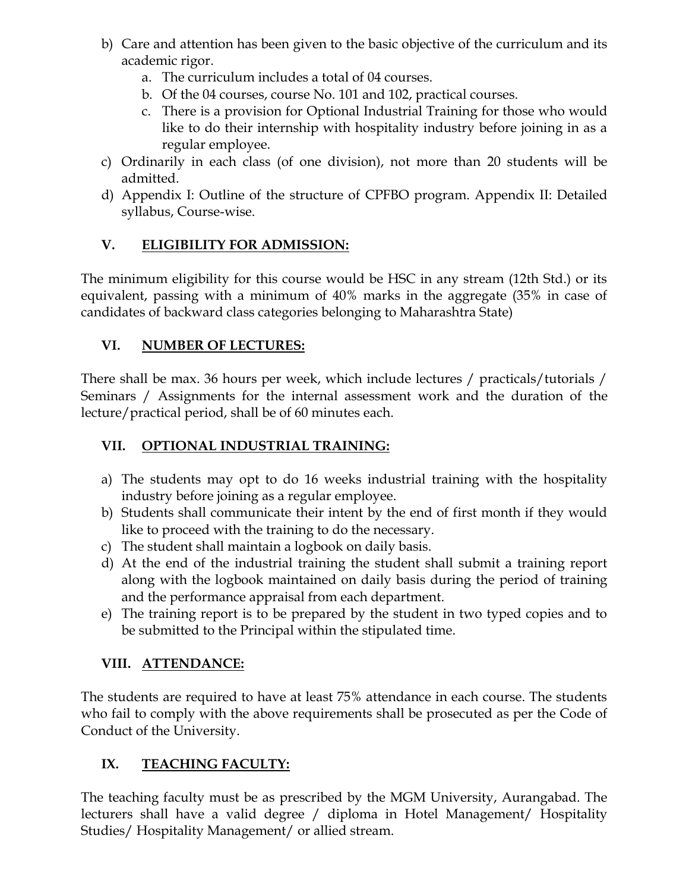b) Care and attention has been given to the basic objective of the curriculum and its academic rigor.
   a. The curriculum includes a total of 04 courses.
   b. Of the 04 courses, course No. 101 and 102, practical courses.
   c. There is a provision for Optional Industrial Training for those who would like to do their internship with hospitality industry before joining in as a regular employee.

c) Ordinarily in each class (of one division), not more than 20 students will be admitted.

d) Appendix I: Outline of the structure of CPFBO program. Appendix II: Detailed syllabus, Course-wise.

## V. ELIGIBILITY FOR ADMISSION:

The minimum eligibility for this course would be HSC in any stream (12th Std.) or its equivalent, passing with a minimum of 40% marks in the aggregate (35% in case of candidates of backward class categories belonging to Maharashtra State)

## VI. NUMBER OF LECTURES:

There shall be max. 36 hours per week, which include lectures / practicals/tutorials / Seminars / Assignments for the internal assessment work and the duration of the lecture/practical period, shall be of 60 minutes each.

## VII. OPTIONAL INDUSTRIAL TRAINING:

a) The students may opt to do 16 weeks industrial training with the hospitality industry before joining as a regular employee.
b) Students shall communicate their intent by the end of first month if they would like to proceed with the training to do the necessary.
c) The student shall maintain a logbook on daily basis.
d) At the end of the industrial training the student shall submit a training report along with the logbook maintained on daily basis during the period of training and the performance appraisal from each department.
e) The training report is to be prepared by the student in two typed copies and to be submitted to the Principal within the stipulated time.

## VIII. ATTENDANCE:

The students are required to have at least 75% attendance in each course. The students who fail to comply with the above requirements shall be prosecuted as per the Code of Conduct of the University.

## IX. TEACHING FACULTY:

The teaching faculty must be as prescribed by the MGM University, Aurangabad. The lecturers shall have a valid degree / diploma in Hotel Management/ Hospitality Studies/ Hospitality Management/ or allied stream.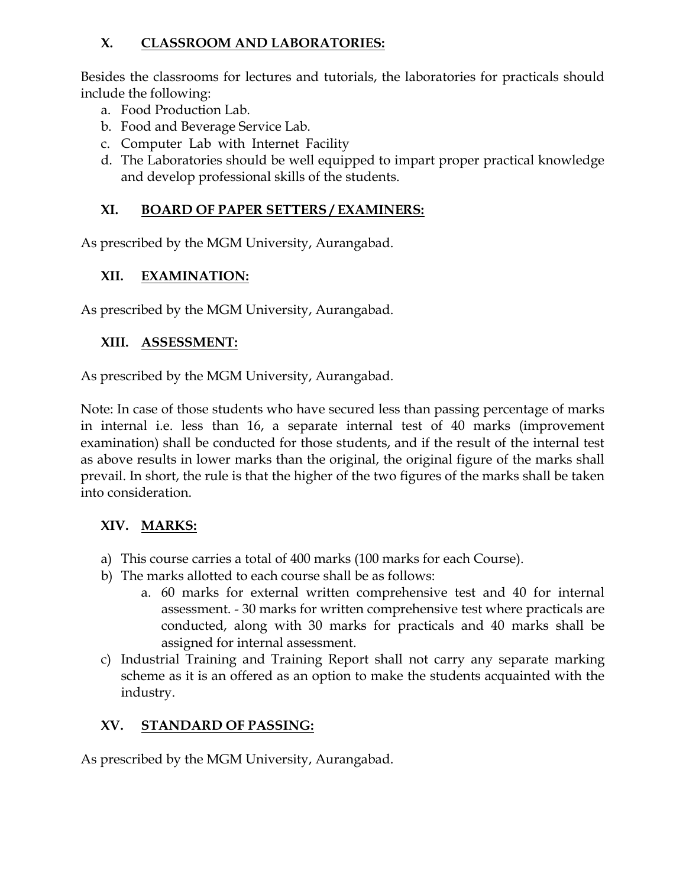## X. CLASSROOM AND LABORATORIES:

Besides the classrooms for lectures and tutorials, the laboratories for practicals should include the following:

a. Food Production Lab.
b. Food and Beverage Service Lab.
c. Computer Lab with Internet Facility
d. The Laboratories should be well equipped to impart proper practical knowledge and develop professional skills of the students.

## XI. BOARD OF PAPER SETTERS / EXAMINERS:

As prescribed by the MGM University, Aurangabad.

## XII. EXAMINATION:

As prescribed by the MGM University, Aurangabad.

## XIII. ASSESSMENT:

As prescribed by the MGM University, Aurangabad.

Note: In case of those students who have secured less than passing percentage of marks in internal i.e. less than 16, a separate internal test of 40 marks (improvement examination) shall be conducted for those students, and if the result of the internal test as above results in lower marks than the original, the original figure of the marks shall prevail. In short, the rule is that the higher of the two figures of the marks shall be taken into consideration.

## XIV. MARKS:

a) This course carries a total of 400 marks (100 marks for each Course).
b) The marks allotted to each course shall be as follows:
   a. 60 marks for external written comprehensive test and 40 for internal assessment. - 30 marks for written comprehensive test where practicals are conducted, along with 30 marks for practicals and 40 marks shall be assigned for internal assessment.
c) Industrial Training and Training Report shall not carry any separate marking scheme as it is an offered as an option to make the students acquainted with the industry.

## XV. STANDARD OF PASSING:

As prescribed by the MGM University, Aurangabad.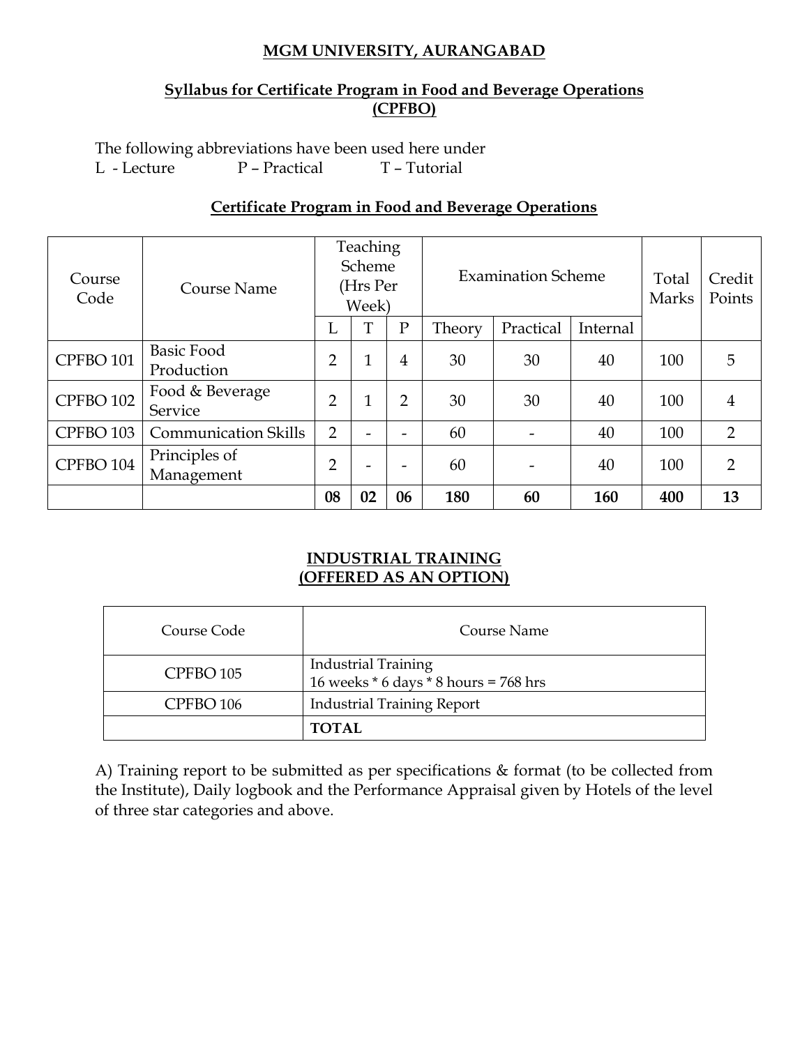# MGM UNIVERSITY, AURANGABAD

## Syllabus for Certificate Program in Food and Beverage Operations (CPFBO)

The following abbreviations have been used here under
L - Lecture P – Practical T – Tutorial

### Certificate Program in Food and Beverage Operations

| Course Code | Course Name | Teaching Scheme (Hrs Per Week) | | | Examination Scheme | | | Total Marks | Credit Points |
|---|---|---|---|---|---|---|---|---|---|
| | | L | T | P | Theory | Practical | Internal | | |
| CPFBO 101 | Basic Food Production | 2 | 1 | 4 | 30 | 30 | 40 | 100 | 5 |
| CPFBO 102 | Food & Beverage Service | 2 | 1 | 2 | 30 | 30 | 40 | 100 | 4 |
| CPFBO 103 | Communication Skills | 2 | - | - | 60 | - | 40 | 100 | 2 |
| CPFBO 104 | Principles of Management | 2 | - | - | 60 | - | 40 | 100 | 2 |
| | | **08** | **02** | **06** | **180** | **60** | **160** | **400** | **13** |

### INDUSTRIAL TRAINING (OFFERED AS AN OPTION)

| Course Code | Course Name |
|---|---|
| CPFBO 105 | Industrial Training<br>16 weeks * 6 days * 8 hours = 768 hrs |
| CPFBO 106 | Industrial Training Report |
| | **TOTAL** |

A) Training report to be submitted as per specifications & format (to be collected from the Institute), Daily logbook and the Performance Appraisal given by Hotels of the level of three star categories and above.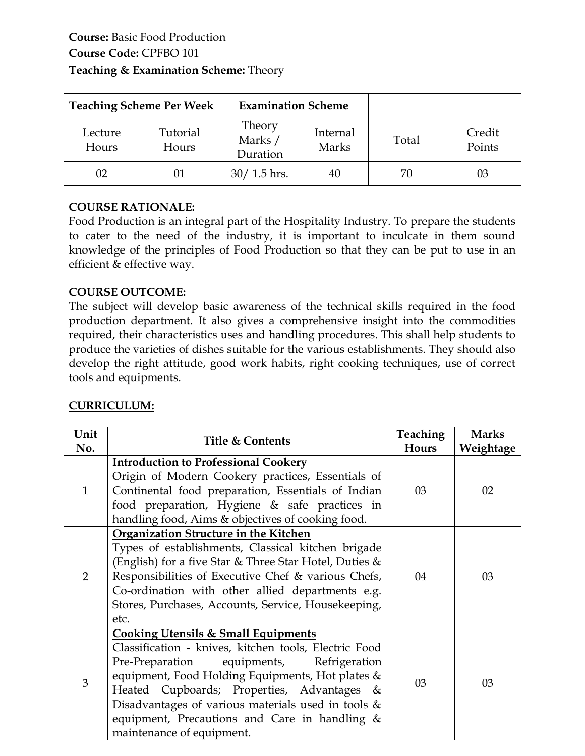**Course:** Basic Food Production
**Course Code:** CPFBO 101
**Teaching & Examination Scheme:** Theory

| Teaching Scheme Per Week | | Examination Scheme | | | |
|---|---|---|---|---|---|
| Lecture Hours | Tutorial Hours | Theory Marks / Duration | Internal Marks | Total | Credit Points |
| 02 | 01 | 30/ 1.5 hrs. | 40 | 70 | 03 |

**COURSE RATIONALE:**
Food Production is an integral part of the Hospitality Industry. To prepare the students to cater to the need of the industry, it is important to inculcate in them sound knowledge of the principles of Food Production so that they can be put to use in an efficient & effective way.

**COURSE OUTCOME:**
The subject will develop basic awareness of the technical skills required in the food production department. It also gives a comprehensive insight into the commodities required, their characteristics uses and handling procedures. This shall help students to produce the varieties of dishes suitable for the various establishments. They should also develop the right attitude, good work habits, right cooking techniques, use of correct tools and equipments.

**CURRICULUM:**

| Unit No. | Title & Contents | Teaching Hours | Marks Weightage |
|---|---|---|---|
| 1 | **Introduction to Professional Cookery** Origin of Modern Cookery practices, Essentials of Continental food preparation, Essentials of Indian food preparation, Hygiene & safe practices in handling food, Aims & objectives of cooking food. | 03 | 02 |
| 2 | **Organization Structure in the Kitchen** Types of establishments, Classical kitchen brigade (English) for a five Star & Three Star Hotel, Duties & Responsibilities of Executive Chef & various Chefs, Co-ordination with other allied departments e.g. Stores, Purchases, Accounts, Service, Housekeeping, etc. | 04 | 03 |
| 3 | **Cooking Utensils & Small Equipments** Classification - knives, kitchen tools, Electric Food Pre-Preparation equipments, Refrigeration equipment, Food Holding Equipments, Hot plates & Heated Cupboards; Properties, Advantages & Disadvantages of various materials used in tools & equipment, Precautions and Care in handling & maintenance of equipment. | 03 | 03 |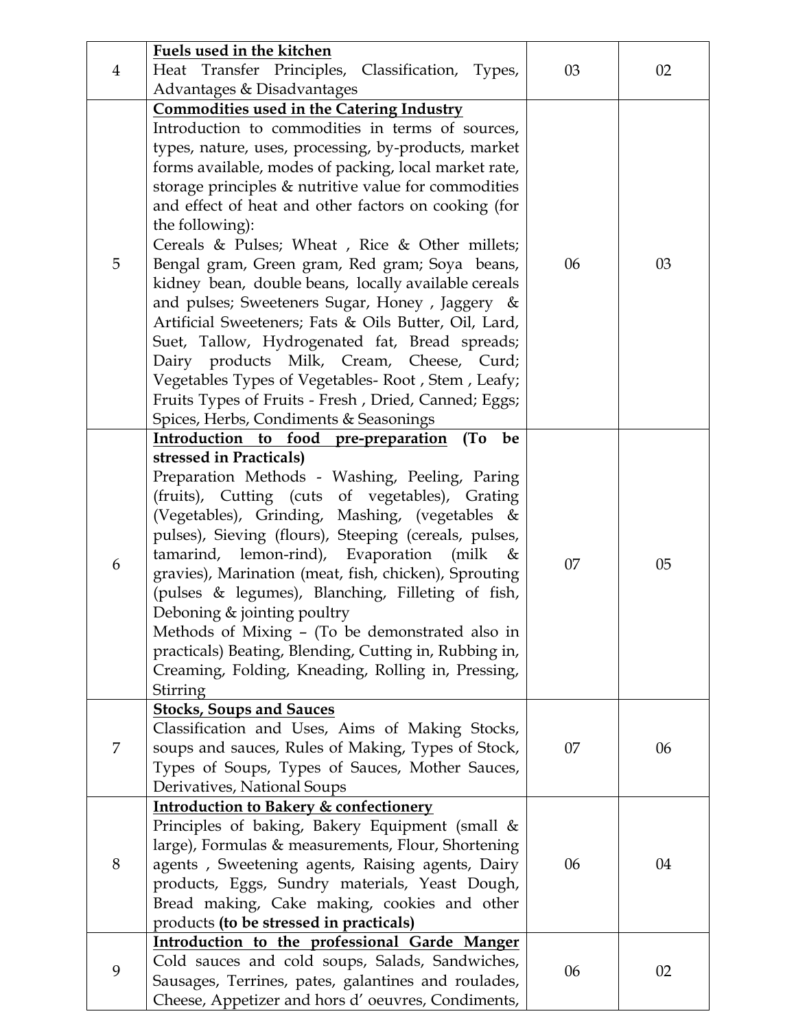| | | | |
|---|---|---|---|
| 4 | **Fuels used in the kitchen**<br>Heat Transfer Principles, Classification, Types, Advantages & Disadvantages | 03 | 02 |
| 5 | **Commodities used in the Catering Industry**<br>Introduction to commodities in terms of sources, types, nature, uses, processing, by-products, market forms available, modes of packing, local market rate, storage principles & nutritive value for commodities and effect of heat and other factors on cooking (for the following):<br>Cereals & Pulses; Wheat , Rice & Other millets; Bengal gram, Green gram, Red gram; Soya beans, kidney bean, double beans, locally available cereals and pulses; Sweeteners Sugar, Honey , Jaggery & Artificial Sweeteners; Fats & Oils Butter, Oil, Lard, Suet, Tallow, Hydrogenated fat, Bread spreads; Dairy products Milk, Cream, Cheese, Curd; Vegetables Types of Vegetables- Root , Stem , Leafy; Fruits Types of Fruits - Fresh , Dried, Canned; Eggs; Spices, Herbs, Condiments & Seasonings | 06 | 03 |
| 6 | **Introduction to food pre-preparation (To be stressed in Practicals)**<br>Preparation Methods - Washing, Peeling, Paring (fruits), Cutting (cuts of vegetables), Grating (Vegetables), Grinding, Mashing, (vegetables & pulses), Sieving (flours), Steeping (cereals, pulses, tamarind, lemon-rind), Evaporation (milk & gravies), Marination (meat, fish, chicken), Sprouting (pulses & legumes), Blanching, Filleting of fish, Deboning & jointing poultry<br>Methods of Mixing – (To be demonstrated also in practicals) Beating, Blending, Cutting in, Rubbing in, Creaming, Folding, Kneading, Rolling in, Pressing, Stirring | 07 | 05 |
| 7 | **Stocks, Soups and Sauces**<br>Classification and Uses, Aims of Making Stocks, soups and sauces, Rules of Making, Types of Stock, Types of Soups, Types of Sauces, Mother Sauces, Derivatives, National Soups | 07 | 06 |
| 8 | **Introduction to Bakery & confectionery**<br>Principles of baking, Bakery Equipment (small & large), Formulas & measurements, Flour, Shortening agents , Sweetening agents, Raising agents, Dairy products, Eggs, Sundry materials, Yeast Dough, Bread making, Cake making, cookies and other products **(to be stressed in practicals)** | 06 | 04 |
| 9 | **Introduction to the professional Garde Manger**<br>Cold sauces and cold soups, Salads, Sandwiches, Sausages, Terrines, pates, galantines and roulades, Cheese, Appetizer and hors d' oeuvres, Condiments, | 06 | 02 |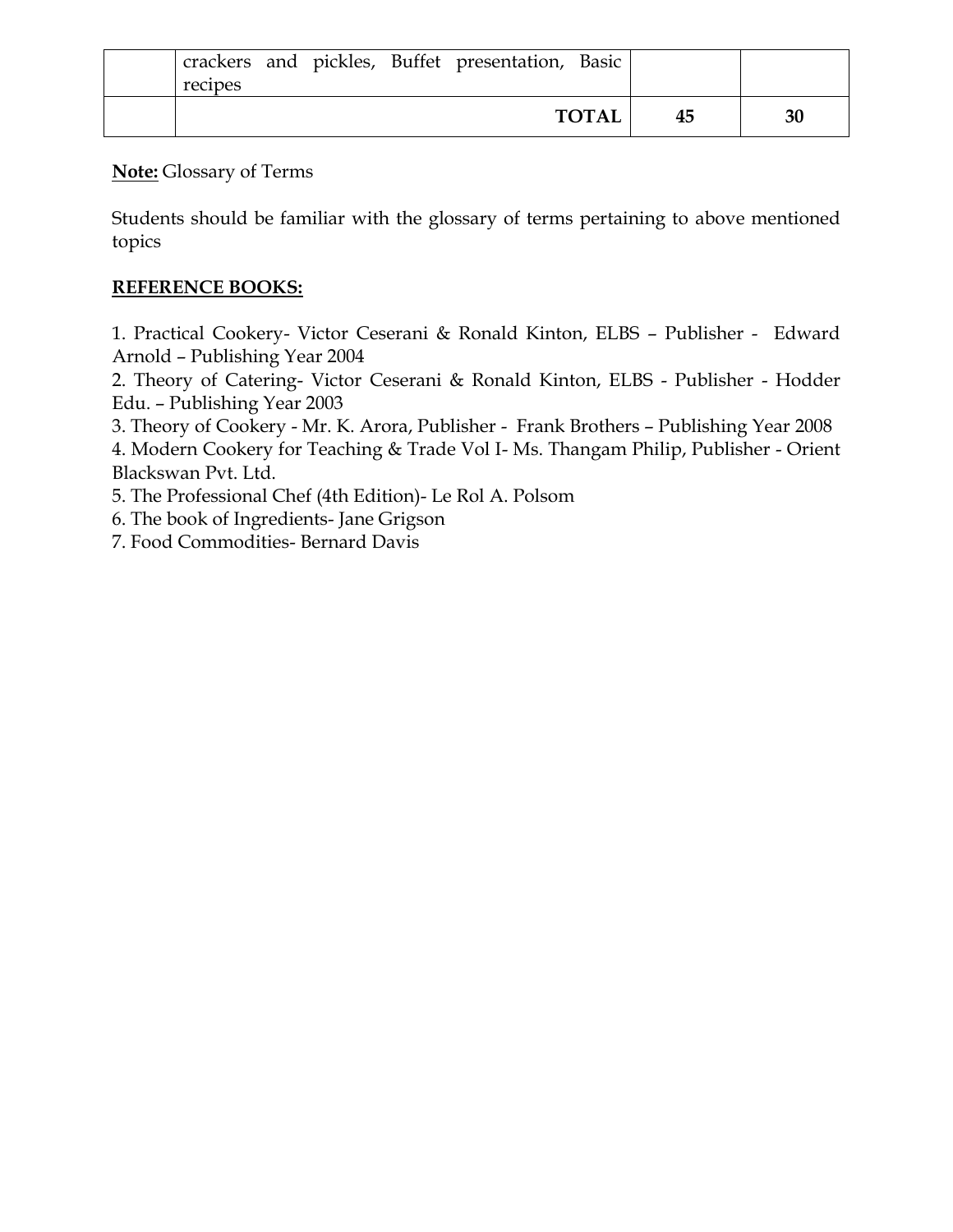|  | crackers and pickles, Buffet presentation, Basic recipes |  |  |
|---|---|---|---|
|  | **TOTAL** | **45** | **30** |

**Note:** Glossary of Terms

Students should be familiar with the glossary of terms pertaining to above mentioned topics

**REFERENCE BOOKS:**

1. Practical Cookery- Victor Ceserani & Ronald Kinton, ELBS – Publisher - Edward Arnold – Publishing Year 2004
2. Theory of Catering- Victor Ceserani & Ronald Kinton, ELBS - Publisher - Hodder Edu. – Publishing Year 2003
3. Theory of Cookery - Mr. K. Arora, Publisher - Frank Brothers – Publishing Year 2008
4. Modern Cookery for Teaching & Trade Vol I- Ms. Thangam Philip, Publisher - Orient Blackswan Pvt. Ltd.
5. The Professional Chef (4th Edition)- Le Rol A. Polsom
6. The book of Ingredients- Jane Grigson
7. Food Commodities- Bernard Davis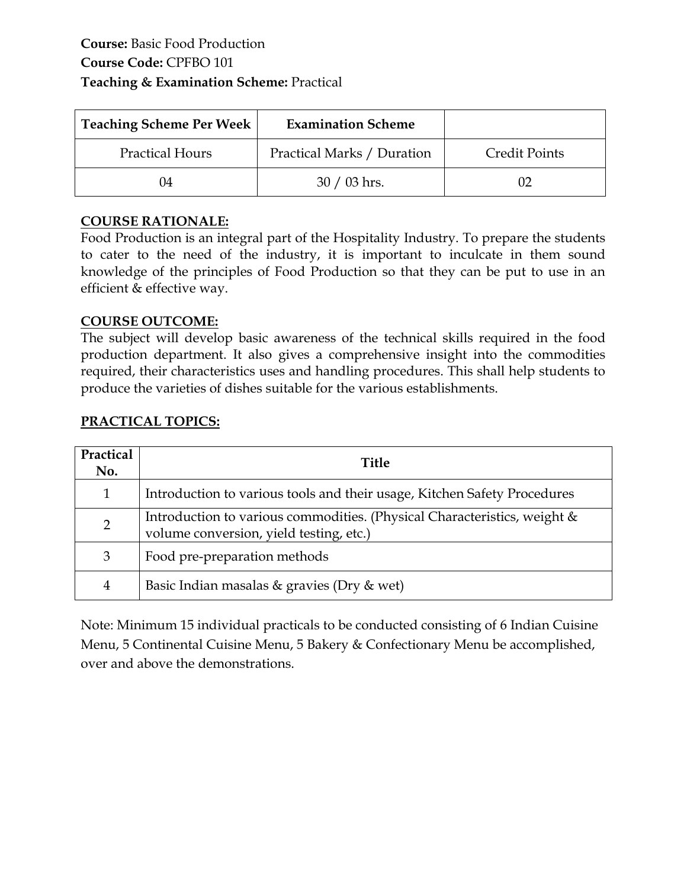**Course:** Basic Food Production
**Course Code:** CPFBO 101
**Teaching & Examination Scheme:** Practical

| Teaching Scheme Per Week | Examination Scheme | |
|---|---|---|
| Practical Hours | Practical Marks / Duration | Credit Points |
| 04 | 30 / 03 hrs. | 02 |

## COURSE RATIONALE:

Food Production is an integral part of the Hospitality Industry. To prepare the students to cater to the need of the industry, it is important to inculcate in them sound knowledge of the principles of Food Production so that they can be put to use in an efficient & effective way.

## COURSE OUTCOME:

The subject will develop basic awareness of the technical skills required in the food production department. It also gives a comprehensive insight into the commodities required, their characteristics uses and handling procedures. This shall help students to produce the varieties of dishes suitable for the various establishments.

## PRACTICAL TOPICS:

| Practical No. | Title |
|---|---|
| 1 | Introduction to various tools and their usage, Kitchen Safety Procedures |
| 2 | Introduction to various commodities. (Physical Characteristics, weight & volume conversion, yield testing, etc.) |
| 3 | Food pre-preparation methods |
| 4 | Basic Indian masalas & gravies (Dry & wet) |

Note: Minimum 15 individual practicals to be conducted consisting of 6 Indian Cuisine Menu, 5 Continental Cuisine Menu, 5 Bakery & Confectionary Menu be accomplished, over and above the demonstrations.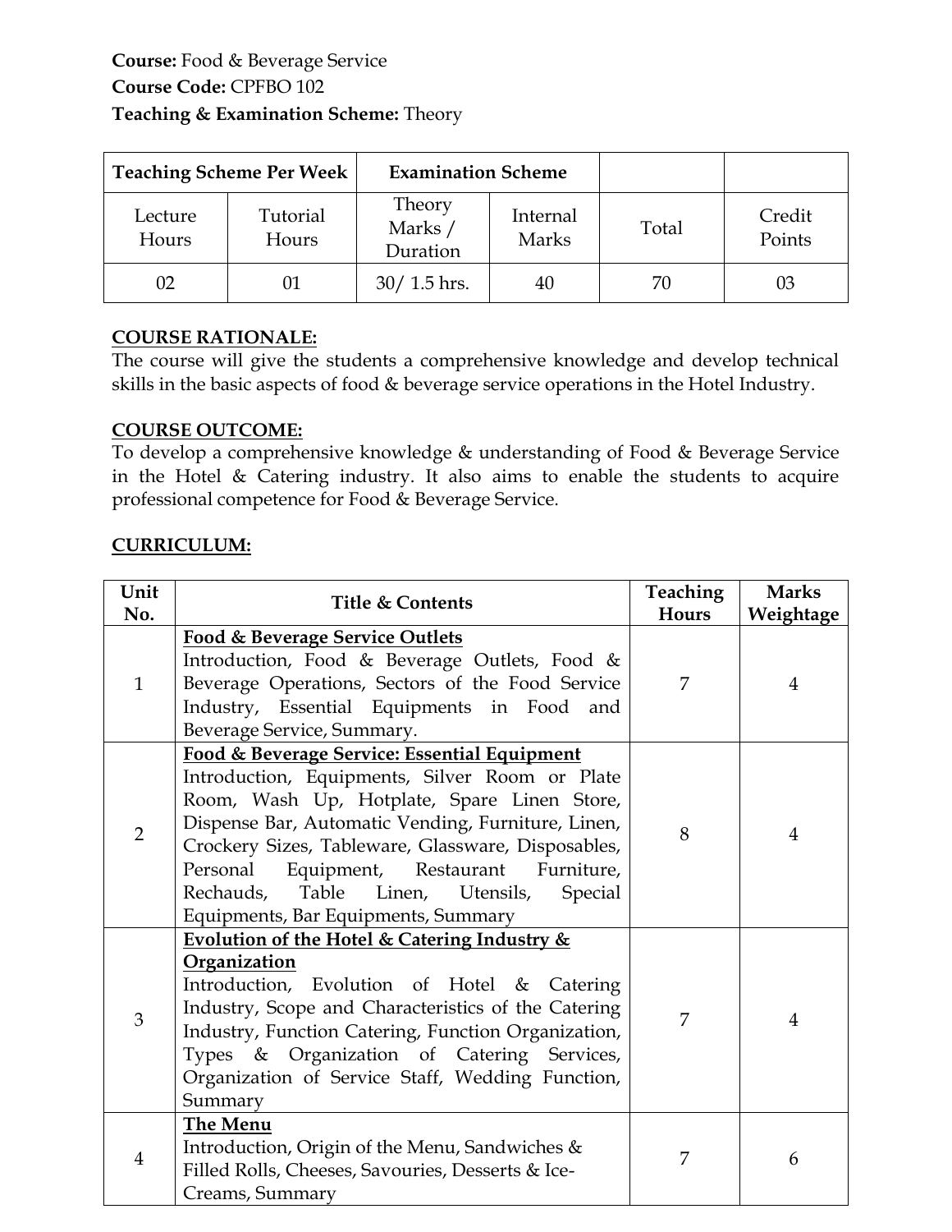**Course:** Food & Beverage Service
**Course Code:** CPFBO 102
**Teaching & Examination Scheme:** Theory

| Teaching Scheme Per Week | | Examination Scheme | | | |
|---|---|---|---|---|---|
| Lecture Hours | Tutorial Hours | Theory Marks / Duration | Internal Marks | Total | Credit Points |
| 02 | 01 | 30/ 1.5 hrs. | 40 | 70 | 03 |

**COURSE RATIONALE:**
The course will give the students a comprehensive knowledge and develop technical skills in the basic aspects of food & beverage service operations in the Hotel Industry.

**COURSE OUTCOME:**
To develop a comprehensive knowledge & understanding of Food & Beverage Service in the Hotel & Catering industry. It also aims to enable the students to acquire professional competence for Food & Beverage Service.

**CURRICULUM:**

| Unit No. | Title & Contents | Teaching Hours | Marks Weightage |
|---|---|---|---|
| 1 | **Food & Beverage Service Outlets**<br>Introduction, Food & Beverage Outlets, Food & Beverage Operations, Sectors of the Food Service Industry, Essential Equipments in Food and Beverage Service, Summary. | 7 | 4 |
| 2 | **Food & Beverage Service: Essential Equipment**<br>Introduction, Equipments, Silver Room or Plate Room, Wash Up, Hotplate, Spare Linen Store, Dispense Bar, Automatic Vending, Furniture, Linen, Crockery Sizes, Tableware, Glassware, Disposables, Personal Equipment, Restaurant Furniture, Rechauds, Table Linen, Utensils, Special Equipments, Bar Equipments, Summary | 8 | 4 |
| 3 | **Evolution of the Hotel & Catering Industry & Organization**<br>Introduction, Evolution of Hotel & Catering Industry, Scope and Characteristics of the Catering Industry, Function Catering, Function Organization, Types & Organization of Catering Services, Organization of Service Staff, Wedding Function, Summary | 7 | 4 |
| 4 | **The Menu**<br>Introduction, Origin of the Menu, Sandwiches & Filled Rolls, Cheeses, Savouries, Desserts & Ice-Creams, Summary | 7 | 6 |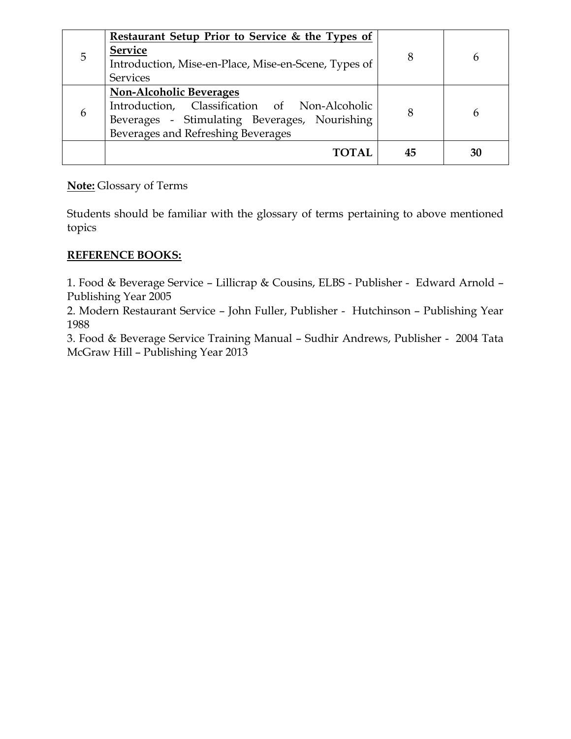| 5 | **Restaurant Setup Prior to Service & the Types of Service**<br>Introduction, Mise-en-Place, Mise-en-Scene, Types of Services | 8 | 6 |
|---|---|---|---|
| 6 | **Non-Alcoholic Beverages**<br>Introduction, Classification of Non-Alcoholic Beverages - Stimulating Beverages, Nourishing Beverages and Refreshing Beverages | 8 | 6 |
| | **TOTAL** | **45** | **30** |

**Note:** Glossary of Terms

Students should be familiar with the glossary of terms pertaining to above mentioned topics

**REFERENCE BOOKS:**

1. Food & Beverage Service – Lillicrap & Cousins, ELBS - Publisher - Edward Arnold – Publishing Year 2005
2. Modern Restaurant Service – John Fuller, Publisher - Hutchinson – Publishing Year 1988
3. Food & Beverage Service Training Manual – Sudhir Andrews, Publisher - 2004 Tata McGraw Hill – Publishing Year 2013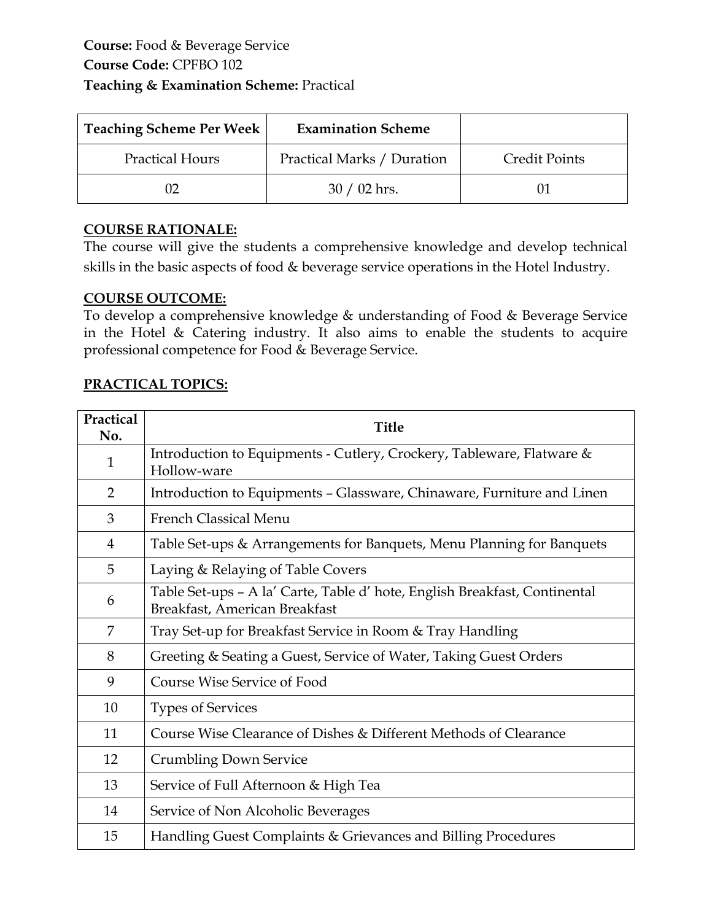**Course:** Food & Beverage Service
**Course Code:** CPFBO 102
**Teaching & Examination Scheme:** Practical

| Teaching Scheme Per Week | Examination Scheme | |
|---|---|---|
| Practical Hours | Practical Marks / Duration | Credit Points |
| 02 | 30 / 02 hrs. | 01 |

## COURSE RATIONALE:

The course will give the students a comprehensive knowledge and develop technical skills in the basic aspects of food & beverage service operations in the Hotel Industry.

## COURSE OUTCOME:

To develop a comprehensive knowledge & understanding of Food & Beverage Service in the Hotel & Catering industry. It also aims to enable the students to acquire professional competence for Food & Beverage Service.

## PRACTICAL TOPICS:

| Practical No. | Title |
|---|---|
| 1 | Introduction to Equipments - Cutlery, Crockery, Tableware, Flatware & Hollow-ware |
| 2 | Introduction to Equipments – Glassware, Chinaware, Furniture and Linen |
| 3 | French Classical Menu |
| 4 | Table Set-ups & Arrangements for Banquets, Menu Planning for Banquets |
| 5 | Laying & Relaying of Table Covers |
| 6 | Table Set-ups – A la' Carte, Table d' hote, English Breakfast, Continental Breakfast, American Breakfast |
| 7 | Tray Set-up for Breakfast Service in Room & Tray Handling |
| 8 | Greeting & Seating a Guest, Service of Water, Taking Guest Orders |
| 9 | Course Wise Service of Food |
| 10 | Types of Services |
| 11 | Course Wise Clearance of Dishes & Different Methods of Clearance |
| 12 | Crumbling Down Service |
| 13 | Service of Full Afternoon & High Tea |
| 14 | Service of Non Alcoholic Beverages |
| 15 | Handling Guest Complaints & Grievances and Billing Procedures |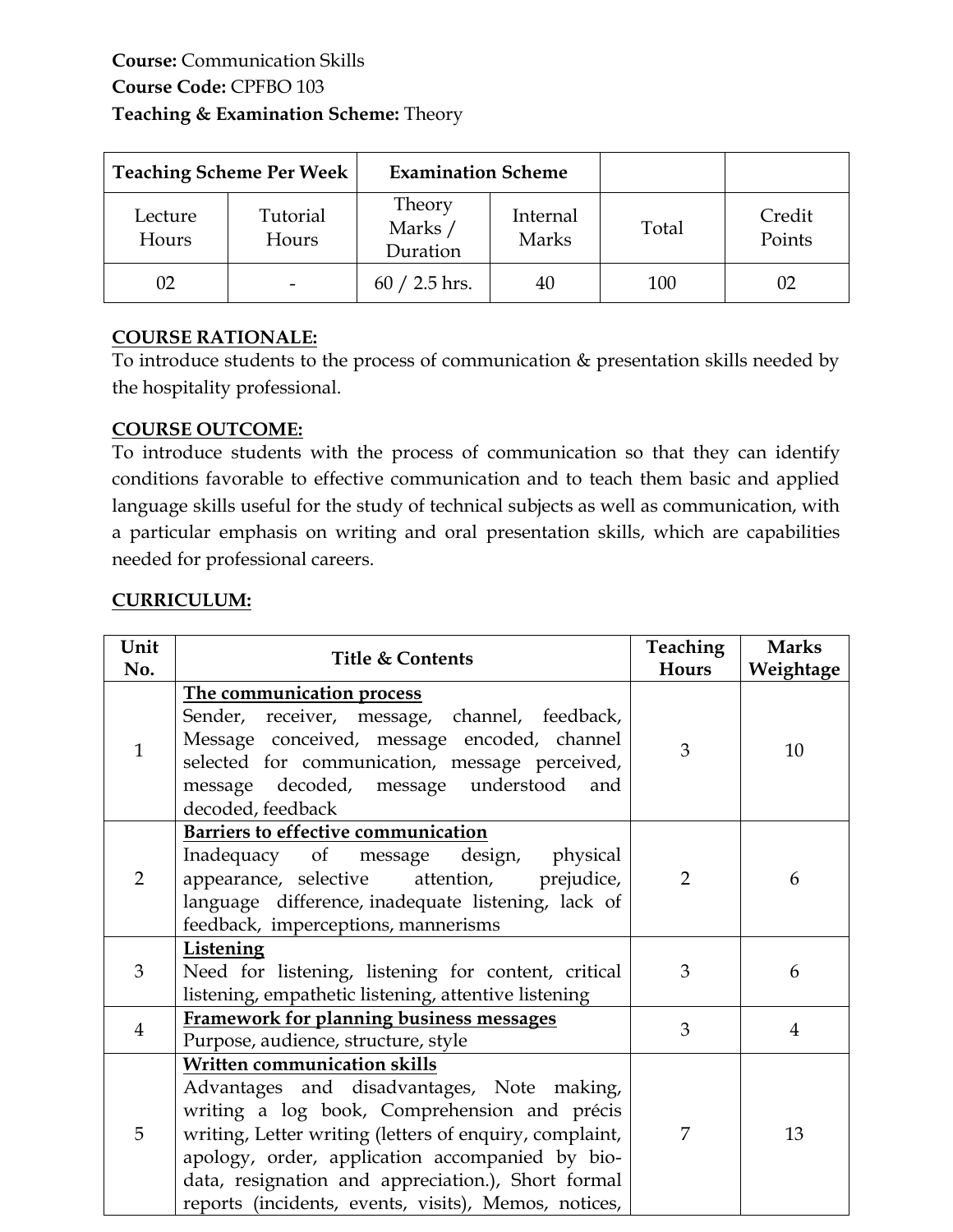**Course:** Communication Skills
**Course Code:** CPFBO 103
**Teaching & Examination Scheme:** Theory

| Teaching Scheme Per Week | | Examination Scheme | | | |
|---|---|---|---|---|---|
| Lecture Hours | Tutorial Hours | Theory Marks / Duration | Internal Marks | Total | Credit Points |
| 02 | - | 60 / 2.5 hrs. | 40 | 100 | 02 |

**COURSE RATIONALE:**

To introduce students to the process of communication & presentation skills needed by the hospitality professional.

**COURSE OUTCOME:**

To introduce students with the process of communication so that they can identify conditions favorable to effective communication and to teach them basic and applied language skills useful for the study of technical subjects as well as communication, with a particular emphasis on writing and oral presentation skills, which are capabilities needed for professional careers.

**CURRICULUM:**

| Unit No. | Title & Contents | Teaching Hours | Marks Weightage |
|---|---|---|---|
| 1 | **The communication process** Sender, receiver, message, channel, feedback, Message conceived, message encoded, channel selected for communication, message perceived, message decoded, message understood and decoded, feedback | 3 | 10 |
| 2 | **Barriers to effective communication** Inadequacy of message design, physical appearance, selective attention, prejudice, language difference, inadequate listening, lack of feedback, imperceptions, mannerisms | 2 | 6 |
| 3 | **Listening** Need for listening, listening for content, critical listening, empathetic listening, attentive listening | 3 | 6 |
| 4 | **Framework for planning business messages** Purpose, audience, structure, style | 3 | 4 |
| 5 | **Written communication skills** Advantages and disadvantages, Note making, writing a log book, Comprehension and précis writing, Letter writing (letters of enquiry, complaint, apology, order, application accompanied by bio-data, resignation and appreciation.), Short formal reports (incidents, events, visits), Memos, notices, | 7 | 13 |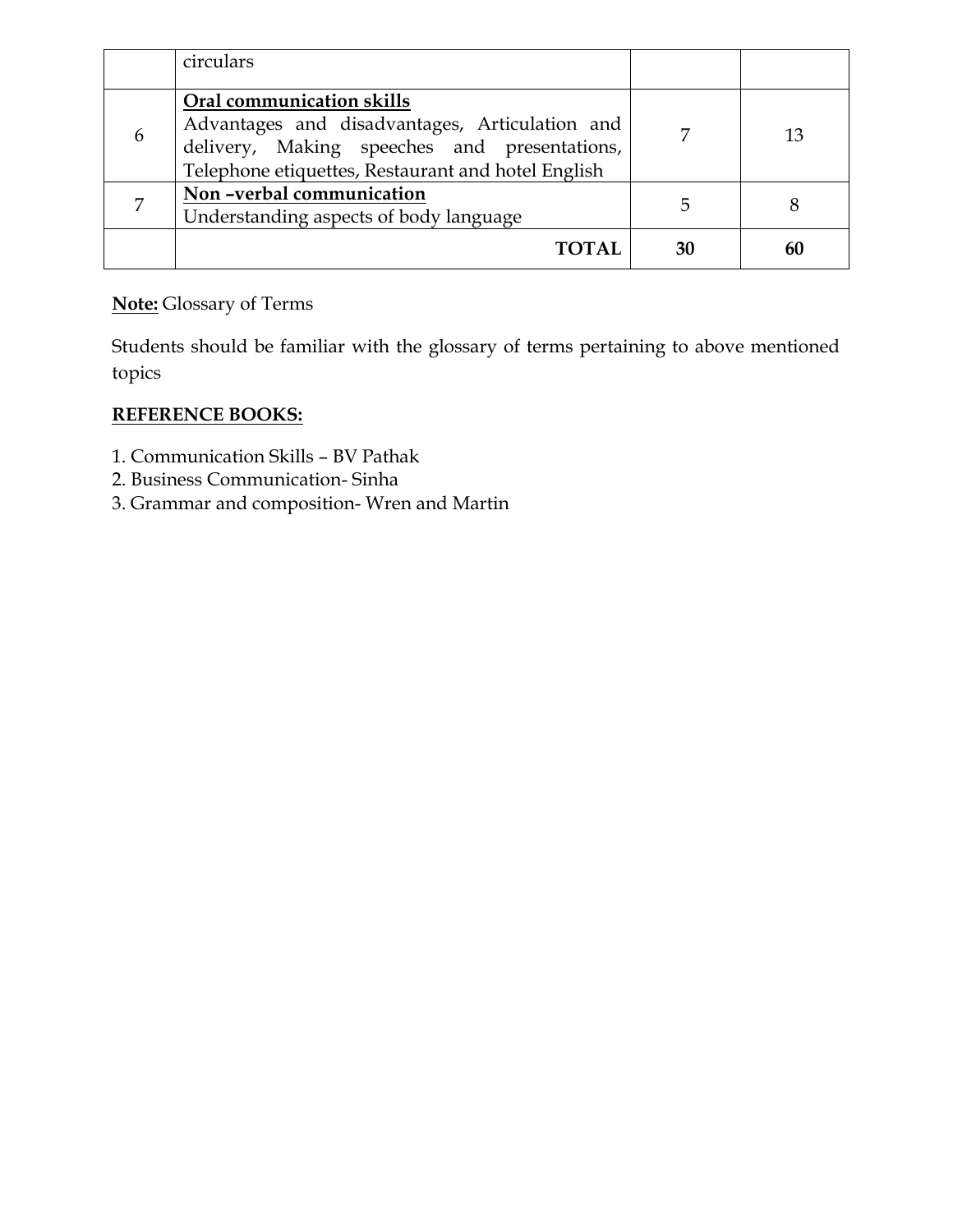| | | | |
|---|---|---|---|
| | circulars | | |
| 6 | **<u>Oral communication skills</u>**<br>Advantages and disadvantages, Articulation and delivery, Making speeches and presentations, Telephone etiquettes, Restaurant and hotel English | 7 | 13 |
| 7 | **<u>Non –verbal communication</u>**<br>Understanding aspects of body language | 5 | 8 |
| | **TOTAL** | **30** | **60** |

**<u>Note:</u>** Glossary of Terms

Students should be familiar with the glossary of terms pertaining to above mentioned topics

**<u>REFERENCE BOOKS:</u>**

1. Communication Skills – BV Pathak
2. Business Communication- Sinha
3. Grammar and composition- Wren and Martin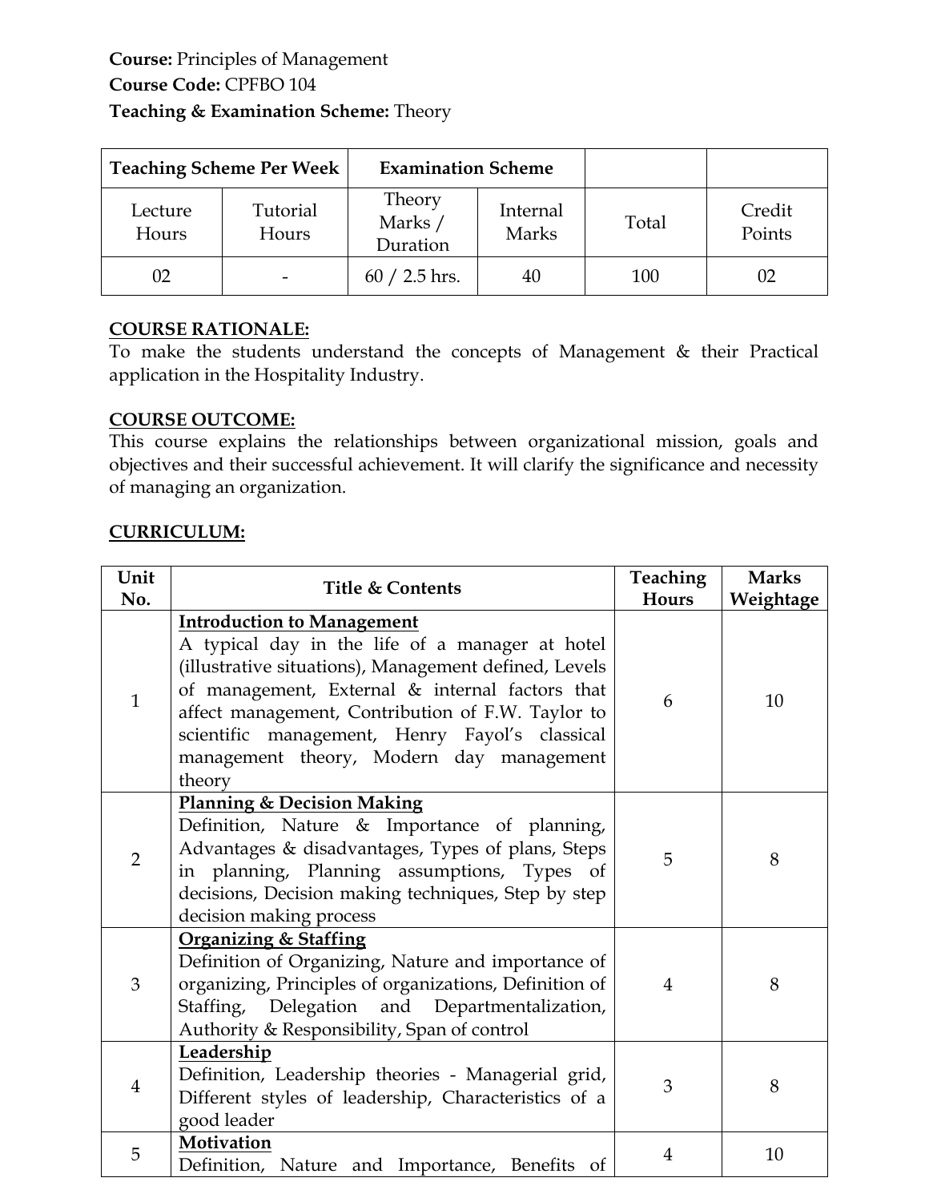**Course:** Principles of Management
**Course Code:** CPFBO 104
**Teaching & Examination Scheme:** Theory

| Teaching Scheme Per Week | | Examination Scheme | | | |
|---|---|---|---|---|---|
| Lecture Hours | Tutorial Hours | Theory Marks / Duration | Internal Marks | Total | Credit Points |
| 02 | - | 60 / 2.5 hrs. | 40 | 100 | 02 |

**COURSE RATIONALE:**
To make the students understand the concepts of Management & their Practical application in the Hospitality Industry.

**COURSE OUTCOME:**
This course explains the relationships between organizational mission, goals and objectives and their successful achievement. It will clarify the significance and necessity of managing an organization.

**CURRICULUM:**

| Unit No. | Title & Contents | Teaching Hours | Marks Weightage |
|---|---|---|---|
| 1 | **Introduction to Management**<br>A typical day in the life of a manager at hotel (illustrative situations), Management defined, Levels of management, External & internal factors that affect management, Contribution of F.W. Taylor to scientific management, Henry Fayol's classical management theory, Modern day management theory | 6 | 10 |
| 2 | **Planning & Decision Making**<br>Definition, Nature & Importance of planning, Advantages & disadvantages, Types of plans, Steps in planning, Planning assumptions, Types of decisions, Decision making techniques, Step by step decision making process | 5 | 8 |
| 3 | **Organizing & Staffing**<br>Definition of Organizing, Nature and importance of organizing, Principles of organizations, Definition of Staffing, Delegation and Departmentalization, Authority & Responsibility, Span of control | 4 | 8 |
| 4 | **Leadership**<br>Definition, Leadership theories - Managerial grid, Different styles of leadership, Characteristics of a good leader | 3 | 8 |
| 5 | **Motivation**<br>Definition, Nature and Importance, Benefits of | 4 | 10 |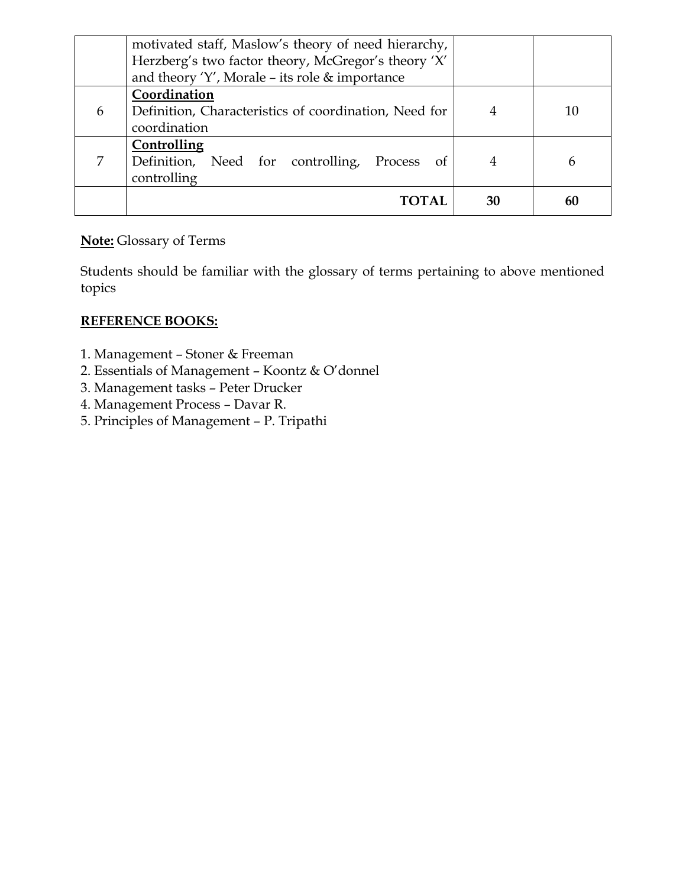|   |   |   |   |
|---|---|---|---|
|   | motivated staff, Maslow's theory of need hierarchy, Herzberg's two factor theory, McGregor's theory 'X' and theory 'Y', Morale – its role & importance |   |   |
| 6 | **Coordination**<br>Definition, Characteristics of coordination, Need for coordination | 4 | 10 |
| 7 | **Controlling**<br>Definition, Need for controlling, Process of controlling | 4 | 6 |
|   | **TOTAL** | **30** | **60** |

**Note:** Glossary of Terms

Students should be familiar with the glossary of terms pertaining to above mentioned topics

**REFERENCE BOOKS:**

1. Management – Stoner & Freeman
2. Essentials of Management – Koontz & O'donnel
3. Management tasks – Peter Drucker
4. Management Process – Davar R.
5. Principles of Management – P. Tripathi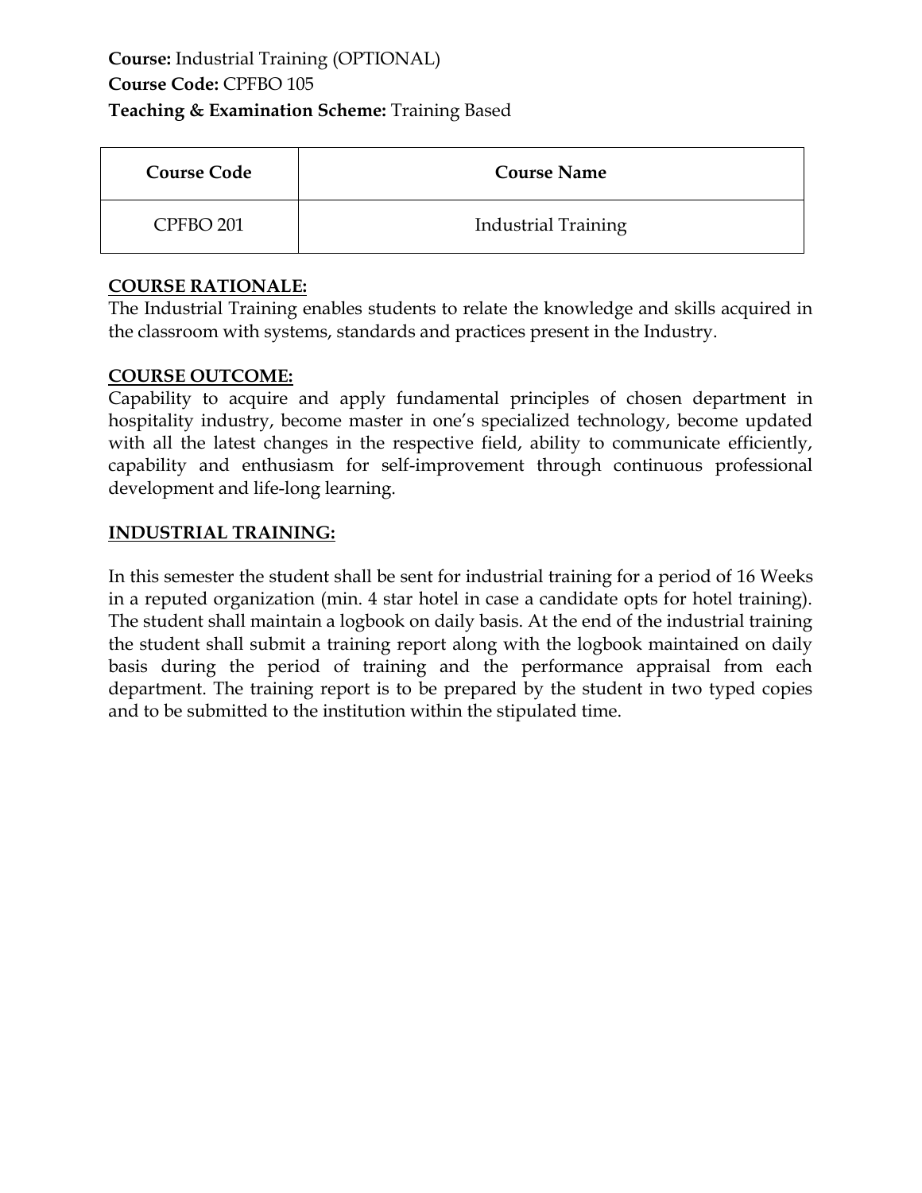**Course:** Industrial Training (OPTIONAL)
**Course Code:** CPFBO 105
**Teaching & Examination Scheme:** Training Based

| Course Code | Course Name |
|---|---|
| CPFBO 201 | Industrial Training |

**COURSE RATIONALE:**
The Industrial Training enables students to relate the knowledge and skills acquired in the classroom with systems, standards and practices present in the Industry.

**COURSE OUTCOME:**
Capability to acquire and apply fundamental principles of chosen department in hospitality industry, become master in one's specialized technology, become updated with all the latest changes in the respective field, ability to communicate efficiently, capability and enthusiasm for self-improvement through continuous professional development and life-long learning.

**INDUSTRIAL TRAINING:**

In this semester the student shall be sent for industrial training for a period of 16 Weeks in a reputed organization (min. 4 star hotel in case a candidate opts for hotel training). The student shall maintain a logbook on daily basis. At the end of the industrial training the student shall submit a training report along with the logbook maintained on daily basis during the period of training and the performance appraisal from each department. The training report is to be prepared by the student in two typed copies and to be submitted to the institution within the stipulated time.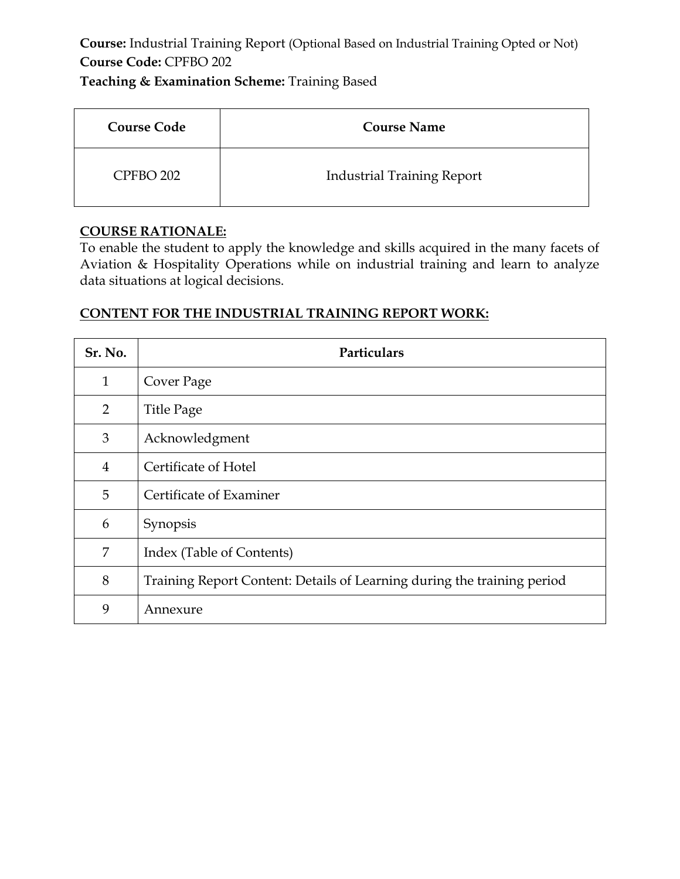**Course:** Industrial Training Report (Optional Based on Industrial Training Opted or Not)
**Course Code:** CPFBO 202
**Teaching & Examination Scheme:** Training Based

| Course Code | Course Name |
|---|---|
| CPFBO 202 | Industrial Training Report |

**COURSE RATIONALE:**

To enable the student to apply the knowledge and skills acquired in the many facets of Aviation & Hospitality Operations while on industrial training and learn to analyze data situations at logical decisions.

**CONTENT FOR THE INDUSTRIAL TRAINING REPORT WORK:**

| Sr. No. | Particulars |
|---|---|
| 1 | Cover Page |
| 2 | Title Page |
| 3 | Acknowledgment |
| 4 | Certificate of Hotel |
| 5 | Certificate of Examiner |
| 6 | Synopsis |
| 7 | Index (Table of Contents) |
| 8 | Training Report Content: Details of Learning during the training period |
| 9 | Annexure |